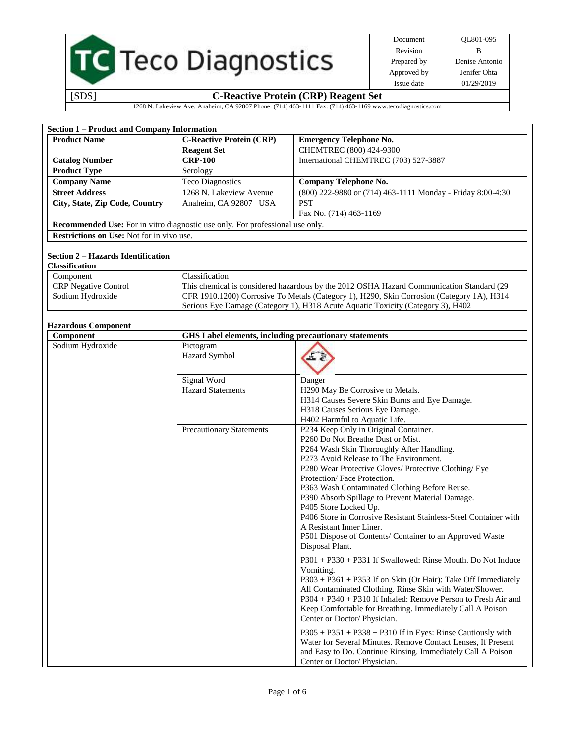| Document | QL801-095 |
|---|---|
| Revision | B |
| Prepared by | Denise Antonio |
| Approved by | Jenifer Ohta |
| Issue date | 01/29/2019 |

[SDS] **C-Reactive Protein (CRP) Reagent Set**

1268 N. Lakeview Ave. Anaheim, CA 92807 Phone: (714) 463-1111 Fax: (714) 463-1169 www.tecodiagnostics.com

## Section 1 – Product and Company Information

| **Product Name** | **C-Reactive Protein (CRP) Reagent Set** | **Emergency Telephone No.** |
|---|---|---|
| | | CHEMTREC (800) 424-9300 |
| **Catalog Number** | **CRP-100** | International CHEMTREC (703) 527-3887 |
| **Product Type** | Serology | |
| **Company Name** | Teco Diagnostics | **Company Telephone No.** |
| **Street Address** | 1268 N. Lakeview Avenue | (800) 222-9880 or (714) 463-1111 Monday - Friday 8:00-4:30 PST |
| **City, State, Zip Code, Country** | Anaheim, CA 92807 USA | Fax No. (714) 463-1169 |

**Recommended Use:** For in vitro diagnostic use only. For professional use only.

**Restrictions on Use:** Not for in vivo use.

## Section 2 – Hazards Identification

**Classification**

| Component | Classification |
|---|---|
| CRP Negative Control<br>Sodium Hydroxide | This chemical is considered hazardous by the 2012 OSHA Hazard Communication Standard (29 CFR 1910.1200) Corrosive To Metals (Category 1), H290, Skin Corrosion (Category 1A), H314 Serious Eye Damage (Category 1), H318 Acute Aquatic Toxicity (Category 3), H402 |

**Hazardous Component**

| **Component** | **GHS Label elements, including precautionary statements** | |
|---|---|---|
| Sodium Hydroxide | Pictogram<br>Hazard Symbol | |
| | Signal Word | Danger |
| | Hazard Statements | H290 May Be Corrosive to Metals.<br>H314 Causes Severe Skin Burns and Eye Damage.<br>H318 Causes Serious Eye Damage.<br>H402 Harmful to Aquatic Life. |
| | Precautionary Statements | P234 Keep Only in Original Container.<br>P260 Do Not Breathe Dust or Mist.<br>P264 Wash Skin Thoroughly After Handling.<br>P273 Avoid Release to The Environment.<br>P280 Wear Protective Gloves/ Protective Clothing/ Eye Protection/ Face Protection.<br>P363 Wash Contaminated Clothing Before Reuse.<br>P390 Absorb Spillage to Prevent Material Damage.<br>P405 Store Locked Up.<br>P406 Store in Corrosive Resistant Stainless-Steel Container with A Resistant Inner Liner.<br>P501 Dispose of Contents/ Container to an Approved Waste Disposal Plant.<br><br>P301 + P330 + P331 If Swallowed: Rinse Mouth. Do Not Induce Vomiting.<br>P303 + P361 + P353 If on Skin (Or Hair): Take Off Immediately All Contaminated Clothing. Rinse Skin with Water/Shower.<br>P304 + P340 + P310 If Inhaled: Remove Person to Fresh Air and Keep Comfortable for Breathing. Immediately Call A Poison Center or Doctor/ Physician.<br><br>P305 + P351 + P338 + P310 If in Eyes: Rinse Cautiously with Water for Several Minutes. Remove Contact Lenses, If Present and Easy to Do. Continue Rinsing. Immediately Call A Poison Center or Doctor/ Physician. |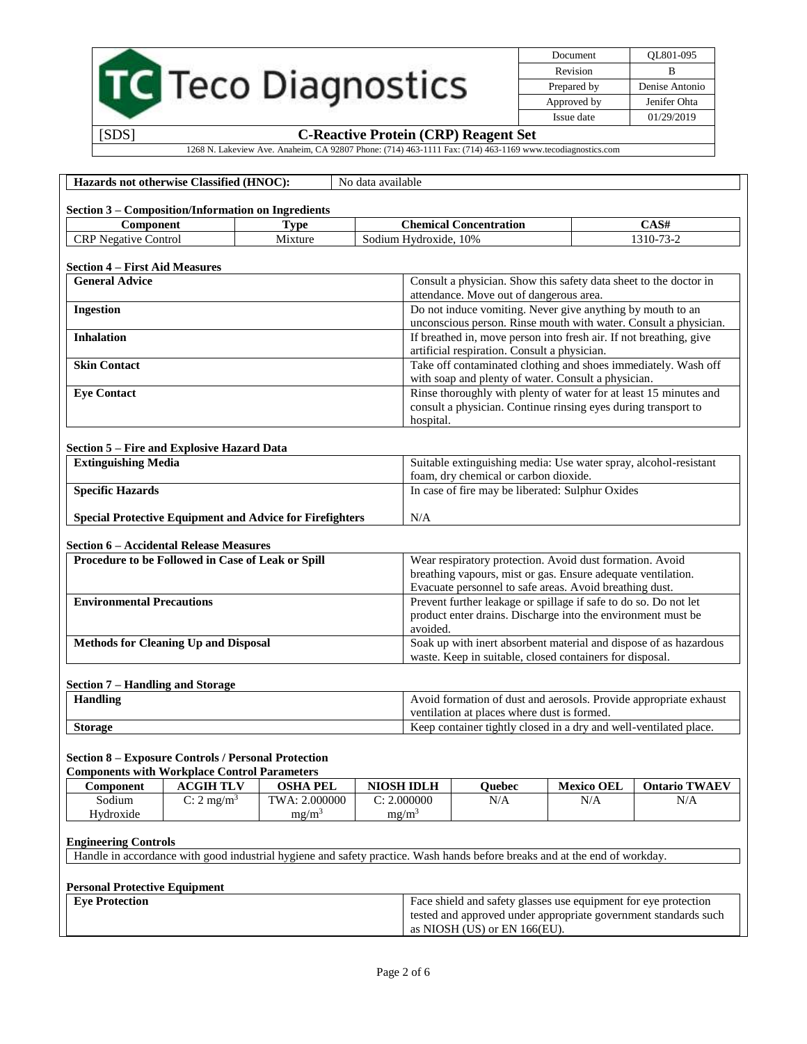| Hazards not otherwise Classified (HNOC): | No data available |
|---|---|

## Section 3 – Composition/Information on Ingredients

| Component | Type | Chemical Concentration | CAS# |
|---|---|---|---|
| CRP Negative Control | Mixture | Sodium Hydroxide, 10% | 1310-73-2 |

## Section 4 – First Aid Measures

| | |
|---|---|
| **General Advice** | Consult a physician. Show this safety data sheet to the doctor in attendance. Move out of dangerous area. |
| **Ingestion** | Do not induce vomiting. Never give anything by mouth to an unconscious person. Rinse mouth with water. Consult a physician. |
| **Inhalation** | If breathed in, move person into fresh air. If not breathing, give artificial respiration. Consult a physician. |
| **Skin Contact** | Take off contaminated clothing and shoes immediately. Wash off with soap and plenty of water. Consult a physician. |
| **Eye Contact** | Rinse thoroughly with plenty of water for at least 15 minutes and consult a physician. Continue rinsing eyes during transport to hospital. |

## Section 5 – Fire and Explosive Hazard Data

| | |
|---|---|
| **Extinguishing Media** | Suitable extinguishing media: Use water spray, alcohol-resistant foam, dry chemical or carbon dioxide. |
| **Specific Hazards** | In case of fire may be liberated: Sulphur Oxides |
| **Special Protective Equipment and Advice for Firefighters** | N/A |

## Section 6 – Accidental Release Measures

| | |
|---|---|
| **Procedure to be Followed in Case of Leak or Spill** | Wear respiratory protection. Avoid dust formation. Avoid breathing vapours, mist or gas. Ensure adequate ventilation. Evacuate personnel to safe areas. Avoid breathing dust. |
| **Environmental Precautions** | Prevent further leakage or spillage if safe to do so. Do not let product enter drains. Discharge into the environment must be avoided. |
| **Methods for Cleaning Up and Disposal** | Soak up with inert absorbent material and dispose of as hazardous waste. Keep in suitable, closed containers for disposal. |

## Section 7 – Handling and Storage

| | |
|---|---|
| **Handling** | Avoid formation of dust and aerosols. Provide appropriate exhaust ventilation at places where dust is formed. |
| **Storage** | Keep container tightly closed in a dry and well-ventilated place. |

## Section 8 – Exposure Controls / Personal Protection

**Components with Workplace Control Parameters**

| Component | ACGIH TLV | OSHA PEL | NIOSH IDLH | Quebec | Mexico OEL | Ontario TWAEV |
|---|---|---|---|---|---|---|
| Sodium Hydroxide | C: 2 $mg/m^3$ | TWA: 2.000000 $mg/m^3$ | C: 2.000000 $mg/m^3$ | N/A | N/A | N/A |

**Engineering Controls**

Handle in accordance with good industrial hygiene and safety practice. Wash hands before breaks and at the end of workday.

**Personal Protective Equipment**

| | |
|---|---|
| **Eye Protection** | Face shield and safety glasses use equipment for eye protection tested and approved under appropriate government standards such as NIOSH (US) or EN 166(EU). |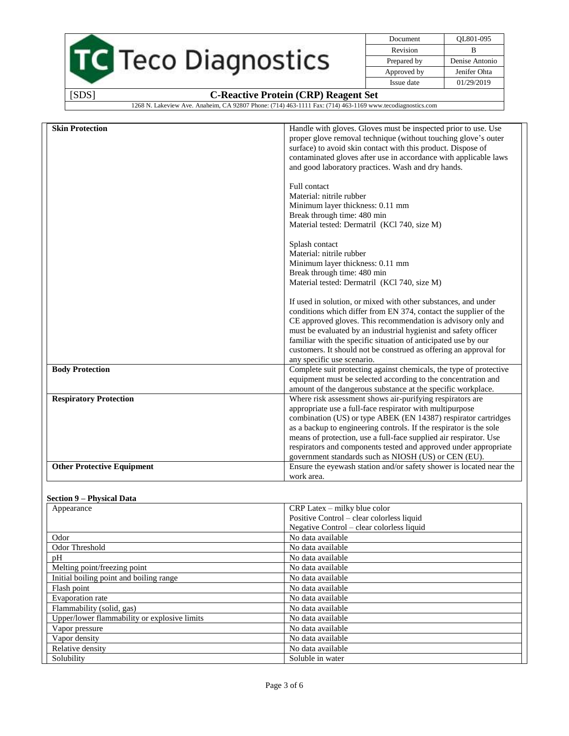| | |
|---|---|
| **Skin Protection** | Handle with gloves. Gloves must be inspected prior to use. Use proper glove removal technique (without touching glove's outer surface) to avoid skin contact with this product. Dispose of contaminated gloves after use in accordance with applicable laws and good laboratory practices. Wash and dry hands.<br><br>Full contact<br>Material: nitrile rubber<br>Minimum layer thickness: 0.11 mm<br>Break through time: 480 min<br>Material tested: Dermatril (KCl 740, size M)<br><br>Splash contact<br>Material: nitrile rubber<br>Minimum layer thickness: 0.11 mm<br>Break through time: 480 min<br>Material tested: Dermatril (KCl 740, size M)<br><br>If used in solution, or mixed with other substances, and under conditions which differ from EN 374, contact the supplier of the CE approved gloves. This recommendation is advisory only and must be evaluated by an industrial hygienist and safety officer familiar with the specific situation of anticipated use by our customers. It should not be construed as offering an approval for any specific use scenario. |
| **Body Protection** | Complete suit protecting against chemicals, the type of protective equipment must be selected according to the concentration and amount of the dangerous substance at the specific workplace. |
| **Respiratory Protection** | Where risk assessment shows air-purifying respirators are appropriate use a full-face respirator with multipurpose combination (US) or type ABEK (EN 14387) respirator cartridges as a backup to engineering controls. If the respirator is the sole means of protection, use a full-face supplied air respirator. Use respirators and components tested and approved under appropriate government standards such as NIOSH (US) or CEN (EU). |
| **Other Protective Equipment** | Ensure the eyewash station and/or safety shower is located near the work area. |

**Section 9 – Physical Data**

| | |
|---|---|
| Appearance | CRP Latex – milky blue color<br>Positive Control – clear colorless liquid<br>Negative Control – clear colorless liquid |
| Odor | No data available |
| Odor Threshold | No data available |
| pH | No data available |
| Melting point/freezing point | No data available |
| Initial boiling point and boiling range | No data available |
| Flash point | No data available |
| Evaporation rate | No data available |
| Flammability (solid, gas) | No data available |
| Upper/lower flammability or explosive limits | No data available |
| Vapor pressure | No data available |
| Vapor density | No data available |
| Relative density | No data available |
| Solubility | Soluble in water |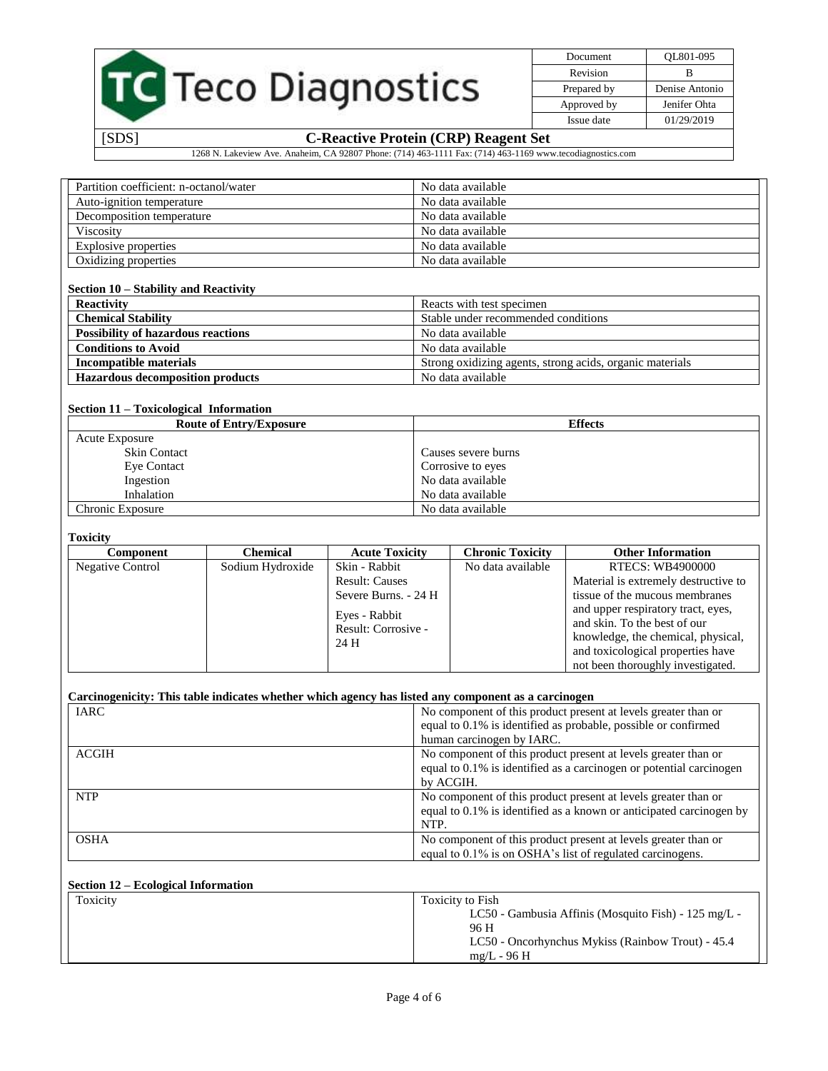| | |
|---|---|
| Partition coefficient: n-octanol/water | No data available |
| Auto-ignition temperature | No data available |
| Decomposition temperature | No data available |
| Viscosity | No data available |
| Explosive properties | No data available |
| Oxidizing properties | No data available |

**Section 10 – Stability and Reactivity**

| | |
|---|---|
| **Reactivity** | Reacts with test specimen |
| **Chemical Stability** | Stable under recommended conditions |
| **Possibility of hazardous reactions** | No data available |
| **Conditions to Avoid** | No data available |
| **Incompatible materials** | Strong oxidizing agents, strong acids, organic materials |
| **Hazardous decomposition products** | No data available |

**Section 11 – Toxicological Information**

| Route of Entry/Exposure | Effects |
|---|---|
| Acute Exposure | |
| Skin Contact | Causes severe burns |
| Eye Contact | Corrosive to eyes |
| Ingestion | No data available |
| Inhalation | No data available |
| Chronic Exposure | No data available |

**Toxicity**

| Component | Chemical | Acute Toxicity | Chronic Toxicity | Other Information |
|---|---|---|---|---|
| Negative Control | Sodium Hydroxide | Skin - Rabbit Result: Causes Severe Burns. - 24 H<br>Eyes - Rabbit Result: Corrosive - 24 H | No data available | RTECS: WB4900000 Material is extremely destructive to tissue of the mucous membranes and upper respiratory tract, eyes, and skin. To the best of our knowledge, the chemical, physical, and toxicological properties have not been thoroughly investigated. |

**Carcinogenicity: This table indicates whether which agency has listed any component as a carcinogen**

| | |
|---|---|
| IARC | No component of this product present at levels greater than or equal to 0.1% is identified as probable, possible or confirmed human carcinogen by IARC. |
| ACGIH | No component of this product present at levels greater than or equal to 0.1% is identified as a carcinogen or potential carcinogen by ACGIH. |
| NTP | No component of this product present at levels greater than or equal to 0.1% is identified as a known or anticipated carcinogen by NTP. |
| OSHA | No component of this product present at levels greater than or equal to 0.1% is on OSHA's list of regulated carcinogens. |

**Section 12 – Ecological Information**

| | |
|---|---|
| Toxicity | Toxicity to Fish<br>LC50 - Gambusia Affinis (Mosquito Fish) - 125 mg/L - 96 H<br>LC50 - Oncorhynchus Mykiss (Rainbow Trout) - 45.4 mg/L - 96 H |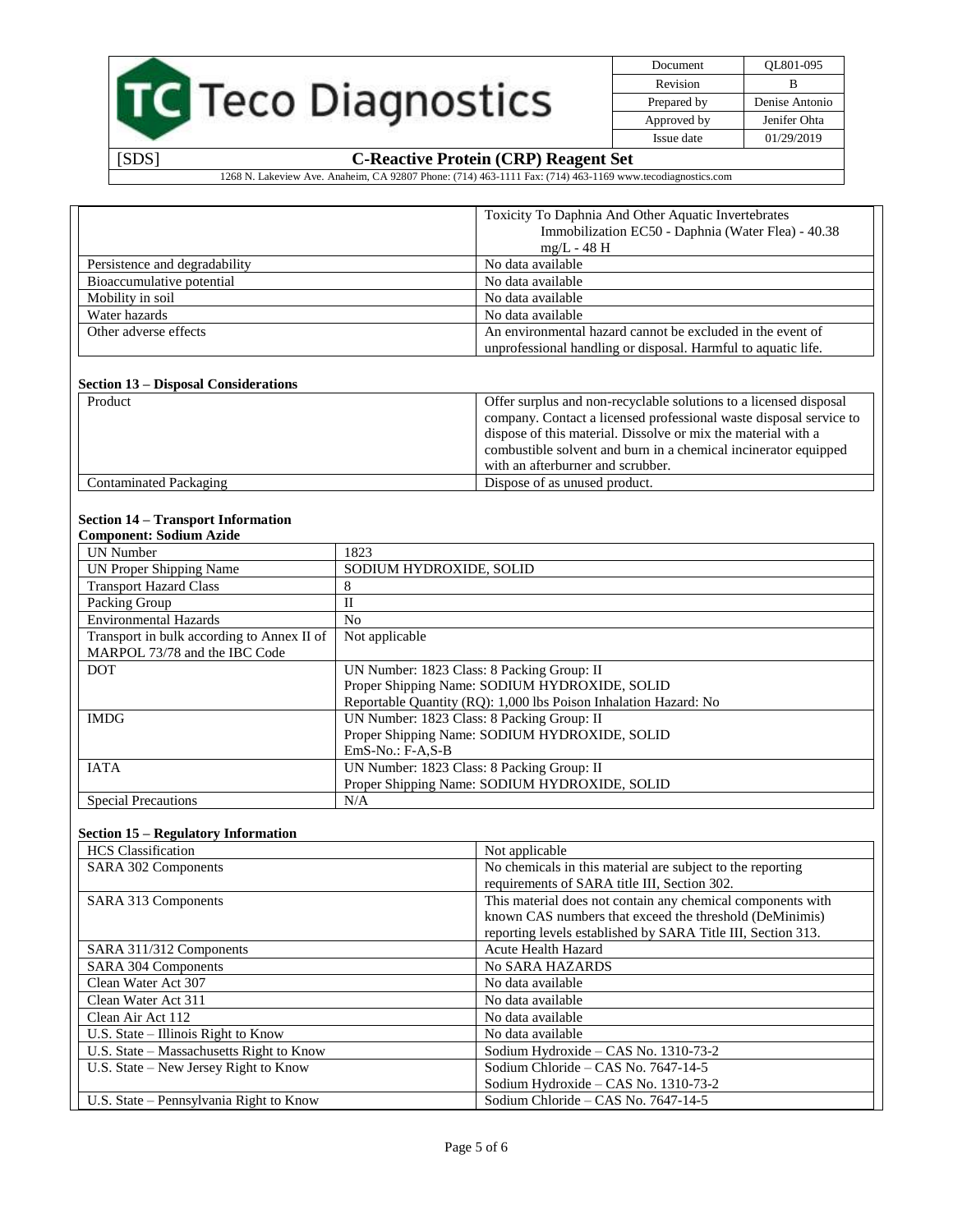| | |
|---|---|
| | Toxicity To Daphnia And Other Aquatic Invertebrates<br>Immobilization EC50 - Daphnia (Water Flea) - 40.38 mg/L - 48 H |
| Persistence and degradability | No data available |
| Bioaccumulative potential | No data available |
| Mobility in soil | No data available |
| Water hazards | No data available |
| Other adverse effects | An environmental hazard cannot be excluded in the event of unprofessional handling or disposal. Harmful to aquatic life. |

## Section 13 – Disposal Considerations

| | |
|---|---|
| Product | Offer surplus and non-recyclable solutions to a licensed disposal company. Contact a licensed professional waste disposal service to dispose of this material. Dissolve or mix the material with a combustible solvent and burn in a chemical incinerator equipped with an afterburner and scrubber. |
| Contaminated Packaging | Dispose of as unused product. |

## Section 14 – Transport Information

**Component: Sodium Azide**

| | |
|---|---|
| UN Number | 1823 |
| UN Proper Shipping Name | SODIUM HYDROXIDE, SOLID |
| Transport Hazard Class | 8 |
| Packing Group | II |
| Environmental Hazards | No |
| Transport in bulk according to Annex II of MARPOL 73/78 and the IBC Code | Not applicable |
| DOT | UN Number: 1823 Class: 8 Packing Group: II<br>Proper Shipping Name: SODIUM HYDROXIDE, SOLID<br>Reportable Quantity (RQ): 1,000 lbs Poison Inhalation Hazard: No |
| IMDG | UN Number: 1823 Class: 8 Packing Group: II<br>Proper Shipping Name: SODIUM HYDROXIDE, SOLID<br>EmS-No.: F-A,S-B |
| IATA | UN Number: 1823 Class: 8 Packing Group: II<br>Proper Shipping Name: SODIUM HYDROXIDE, SOLID |
| Special Precautions | N/A |

## Section 15 – Regulatory Information

| | |
|---|---|
| HCS Classification | Not applicable |
| SARA 302 Components | No chemicals in this material are subject to the reporting requirements of SARA title III, Section 302. |
| SARA 313 Components | This material does not contain any chemical components with known CAS numbers that exceed the threshold (DeMinimis) reporting levels established by SARA Title III, Section 313. |
| SARA 311/312 Components | Acute Health Hazard |
| SARA 304 Components | No SARA HAZARDS |
| Clean Water Act 307 | No data available |
| Clean Water Act 311 | No data available |
| Clean Air Act 112 | No data available |
| U.S. State – Illinois Right to Know | No data available |
| U.S. State – Massachusetts Right to Know | Sodium Hydroxide – CAS No. 1310-73-2 |
| U.S. State – New Jersey Right to Know | Sodium Chloride – CAS No. 7647-14-5<br>Sodium Hydroxide – CAS No. 1310-73-2 |
| U.S. State – Pennsylvania Right to Know | Sodium Chloride – CAS No. 7647-14-5 |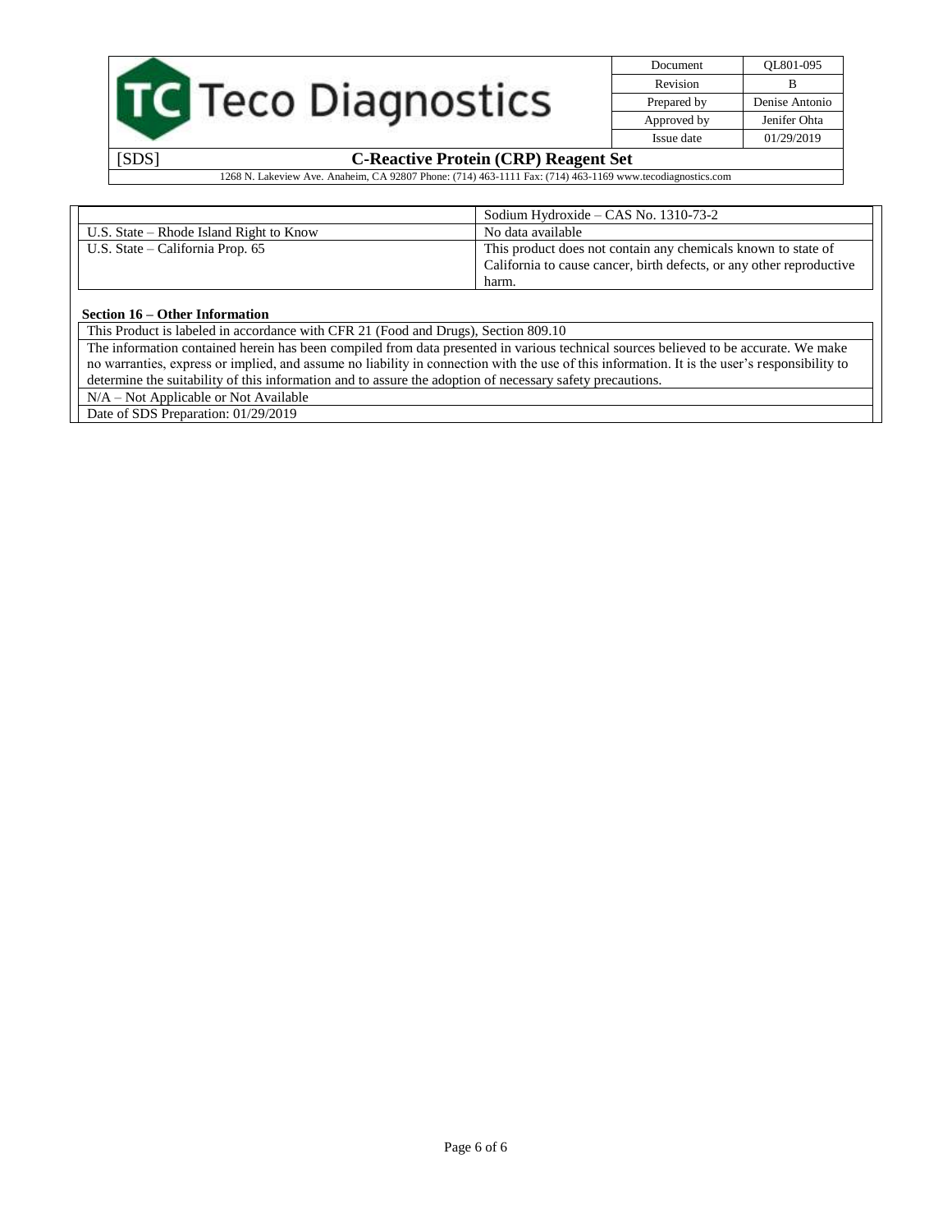| | |
|---|---|
| | Sodium Hydroxide – CAS No. 1310-73-2 |
| U.S. State – Rhode Island Right to Know | No data available |
| U.S. State – California Prop. 65 | This product does not contain any chemicals known to state of California to cause cancer, birth defects, or any other reproductive harm. |

**Section 16 – Other Information**

| |
|---|
| This Product is labeled in accordance with CFR 21 (Food and Drugs), Section 809.10 |
| The information contained herein has been compiled from data presented in various technical sources believed to be accurate. We make no warranties, express or implied, and assume no liability in connection with the use of this information. It is the user's responsibility to determine the suitability of this information and to assure the adoption of necessary safety precautions. |
| N/A – Not Applicable or Not Available |
| Date of SDS Preparation: 01/29/2019 |